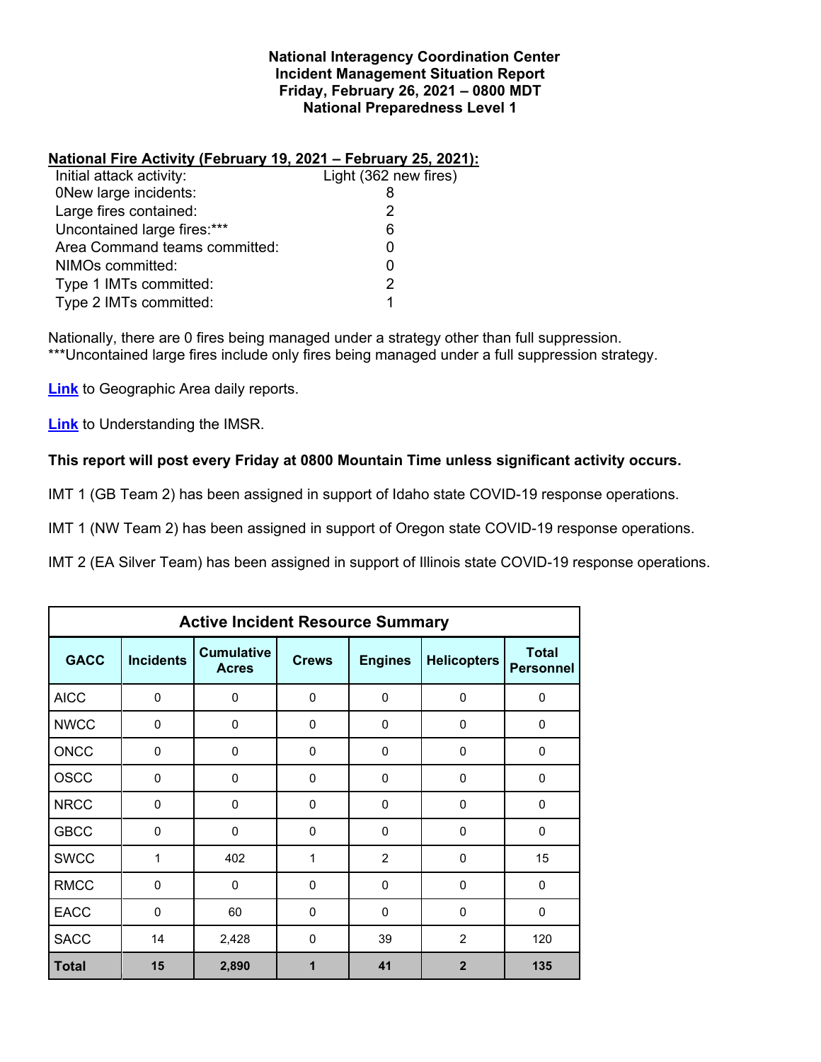**National Interagency Coordination Center**
**Incident Management Situation Report**
**Friday, February 26, 2021 – 0800 MDT**
**National Preparedness Level 1**

**National Fire Activity (February 19, 2021 – February 25, 2021):**

| | |
|---|---|
| Initial attack activity: | Light (362 new fires) |
| 0New large incidents: | 8 |
| Large fires contained: | 2 |
| Uncontained large fires:*** | 6 |
| Area Command teams committed: | 0 |
| NIMOs committed: | 0 |
| Type 1 IMTs committed: | 2 |
| Type 2 IMTs committed: | 1 |

Nationally, there are 0 fires being managed under a strategy other than full suppression.
***Uncontained large fires include only fires being managed under a full suppression strategy.

**Link** to Geographic Area daily reports.

**Link** to Understanding the IMSR.

**This report will post every Friday at 0800 Mountain Time unless significant activity occurs.**

IMT 1 (GB Team 2) has been assigned in support of Idaho state COVID-19 response operations.

IMT 1 (NW Team 2) has been assigned in support of Oregon state COVID-19 response operations.

IMT 2 (EA Silver Team) has been assigned in support of Illinois state COVID-19 response operations.

**Active Incident Resource Summary**

| GACC | Incidents | Cumulative Acres | Crews | Engines | Helicopters | Total Personnel |
|---|---|---|---|---|---|---|
| AICC | 0 | 0 | 0 | 0 | 0 | 0 |
| NWCC | 0 | 0 | 0 | 0 | 0 | 0 |
| ONCC | 0 | 0 | 0 | 0 | 0 | 0 |
| OSCC | 0 | 0 | 0 | 0 | 0 | 0 |
| NRCC | 0 | 0 | 0 | 0 | 0 | 0 |
| GBCC | 0 | 0 | 0 | 0 | 0 | 0 |
| SWCC | 1 | 402 | 1 | 2 | 0 | 15 |
| RMCC | 0 | 0 | 0 | 0 | 0 | 0 |
| EACC | 0 | 60 | 0 | 0 | 0 | 0 |
| SACC | 14 | 2,428 | 0 | 39 | 2 | 120 |
| **Total** | **15** | **2,890** | **1** | **41** | **2** | **135** |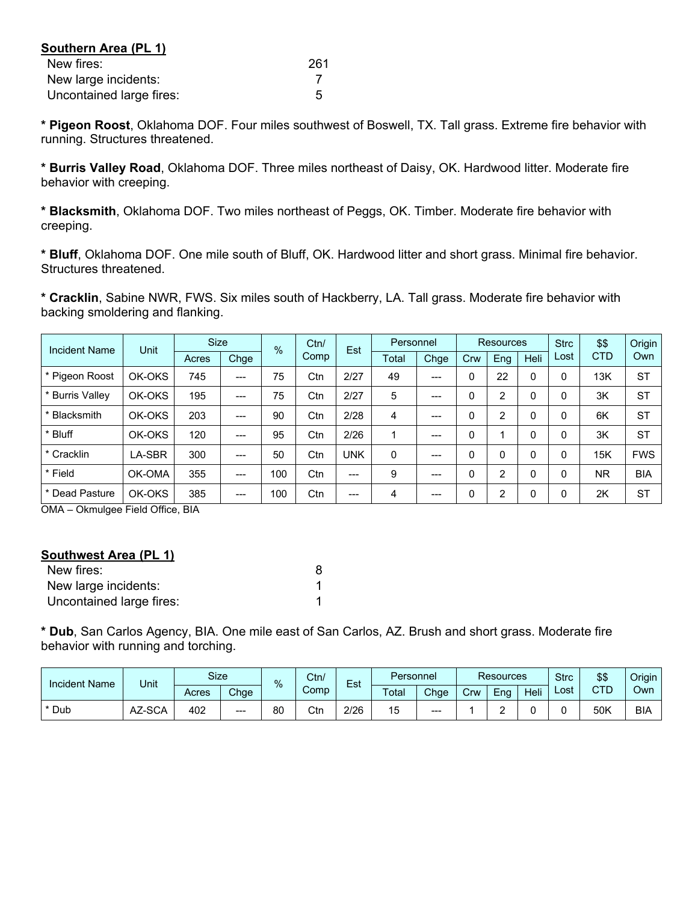**Southern Area (PL 1)**

| | |
|---|---|
| New fires: | 261 |
| New large incidents: | 7 |
| Uncontained large fires: | 5 |

**\* Pigeon Roost**, Oklahoma DOF. Four miles southwest of Boswell, TX. Tall grass. Extreme fire behavior with running. Structures threatened.

**\* Burris Valley Road**, Oklahoma DOF. Three miles northeast of Daisy, OK. Hardwood litter. Moderate fire behavior with creeping.

**\* Blacksmith**, Oklahoma DOF. Two miles northeast of Peggs, OK. Timber. Moderate fire behavior with creeping.

**\* Bluff**, Oklahoma DOF. One mile south of Bluff, OK. Hardwood litter and short grass. Minimal fire behavior. Structures threatened.

**\* Cracklin**, Sabine NWR, FWS. Six miles south of Hackberry, LA. Tall grass. Moderate fire behavior with backing smoldering and flanking.

| Incident Name | Unit | Size | | % | Ctn/ Comp | Est | Personnel | | Resources | | | Strc Lost | $$ CTD | Origin Own |
|---|---|---|---|---|---|---|---|---|---|---|---|---|---|---|
| | | Acres | Chge | | | | Total | Chge | Crw | Eng | Heli | | | |
| * Pigeon Roost | OK-OKS | 745 | --- | 75 | Ctn | 2/27 | 49 | --- | 0 | 22 | 0 | 0 | 13K | ST |
| * Burris Valley | OK-OKS | 195 | --- | 75 | Ctn | 2/27 | 5 | --- | 0 | 2 | 0 | 0 | 3K | ST |
| * Blacksmith | OK-OKS | 203 | --- | 90 | Ctn | 2/28 | 4 | --- | 0 | 2 | 0 | 0 | 6K | ST |
| * Bluff | OK-OKS | 120 | --- | 95 | Ctn | 2/26 | 1 | --- | 0 | 1 | 0 | 0 | 3K | ST |
| * Cracklin | LA-SBR | 300 | --- | 50 | Ctn | UNK | 0 | --- | 0 | 0 | 0 | 0 | 15K | FWS |
| * Field | OK-OMA | 355 | --- | 100 | Ctn | --- | 9 | --- | 0 | 2 | 0 | 0 | NR | BIA |
| * Dead Pasture | OK-OKS | 385 | --- | 100 | Ctn | --- | 4 | --- | 0 | 2 | 0 | 0 | 2K | ST |

OMA – Okmulgee Field Office, BIA

**Southwest Area (PL 1)**

| | |
|---|---|
| New fires: | 8 |
| New large incidents: | 1 |
| Uncontained large fires: | 1 |

**\* Dub**, San Carlos Agency, BIA. One mile east of San Carlos, AZ. Brush and short grass. Moderate fire behavior with running and torching.

| Incident Name | Unit | Size | | % | Ctn/ Comp | Est | Personnel | | Resources | | | Strc Lost | $$ CTD | Origin Own |
|---|---|---|---|---|---|---|---|---|---|---|---|---|---|---|
| | | Acres | Chge | | | | Total | Chge | Crw | Eng | Heli | | | |
| * Dub | AZ-SCA | 402 | --- | 80 | Ctn | 2/26 | 15 | --- | 1 | 2 | 0 | 0 | 50K | BIA |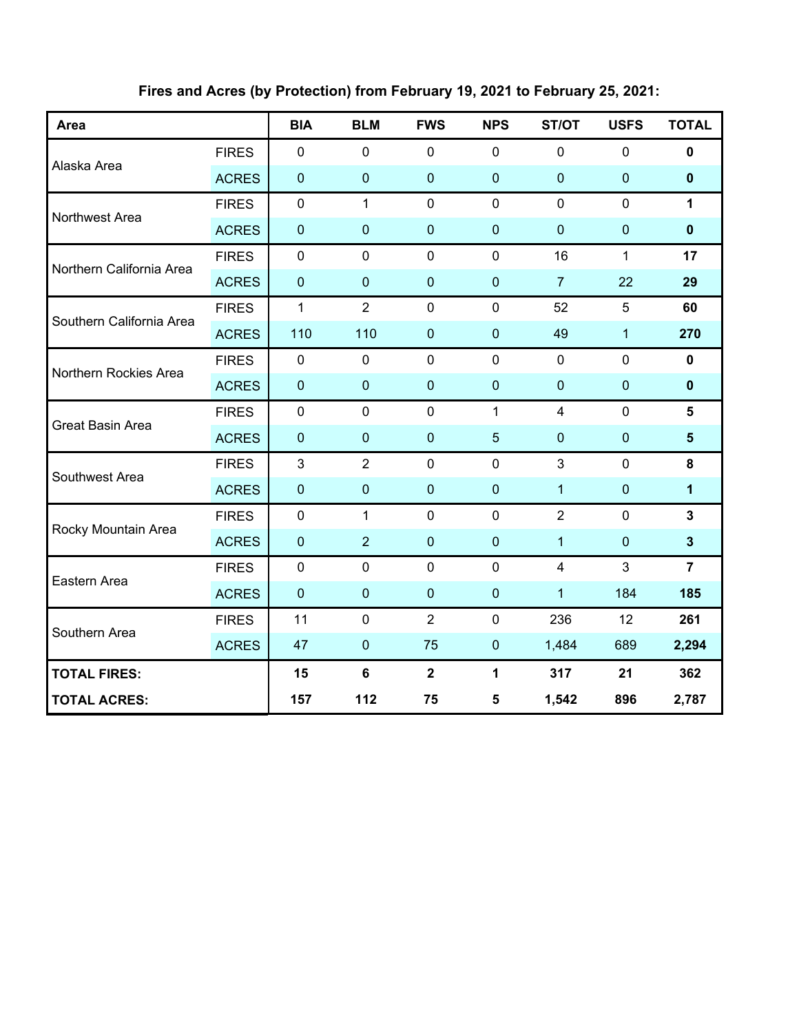**Fires and Acres (by Protection) from February 19, 2021 to February 25, 2021:**

| Area | | BIA | BLM | FWS | NPS | ST/OT | USFS | TOTAL |
|---|---|---|---|---|---|---|---|---|
| Alaska Area | FIRES | 0 | 0 | 0 | 0 | 0 | 0 | **0** |
| | ACRES | 0 | 0 | 0 | 0 | 0 | 0 | **0** |
| Northwest Area | FIRES | 0 | 1 | 0 | 0 | 0 | 0 | **1** |
| | ACRES | 0 | 0 | 0 | 0 | 0 | 0 | **0** |
| Northern California Area | FIRES | 0 | 0 | 0 | 0 | 16 | 1 | **17** |
| | ACRES | 0 | 0 | 0 | 0 | 7 | 22 | **29** |
| Southern California Area | FIRES | 1 | 2 | 0 | 0 | 52 | 5 | **60** |
| | ACRES | 110 | 110 | 0 | 0 | 49 | 1 | **270** |
| Northern Rockies Area | FIRES | 0 | 0 | 0 | 0 | 0 | 0 | **0** |
| | ACRES | 0 | 0 | 0 | 0 | 0 | 0 | **0** |
| Great Basin Area | FIRES | 0 | 0 | 0 | 1 | 4 | 0 | **5** |
| | ACRES | 0 | 0 | 0 | 5 | 0 | 0 | **5** |
| Southwest Area | FIRES | 3 | 2 | 0 | 0 | 3 | 0 | **8** |
| | ACRES | 0 | 0 | 0 | 0 | 1 | 0 | **1** |
| Rocky Mountain Area | FIRES | 0 | 1 | 0 | 0 | 2 | 0 | **3** |
| | ACRES | 0 | 2 | 0 | 0 | 1 | 0 | **3** |
| Eastern Area | FIRES | 0 | 0 | 0 | 0 | 4 | 3 | **7** |
| | ACRES | 0 | 0 | 0 | 0 | 1 | 184 | **185** |
| Southern Area | FIRES | 11 | 0 | 2 | 0 | 236 | 12 | **261** |
| | ACRES | 47 | 0 | 75 | 0 | 1,484 | 689 | **2,294** |
| **TOTAL FIRES:** | | **15** | **6** | **2** | **1** | **317** | **21** | **362** |
| **TOTAL ACRES:** | | **157** | **112** | **75** | **5** | **1,542** | **896** | **2,787** |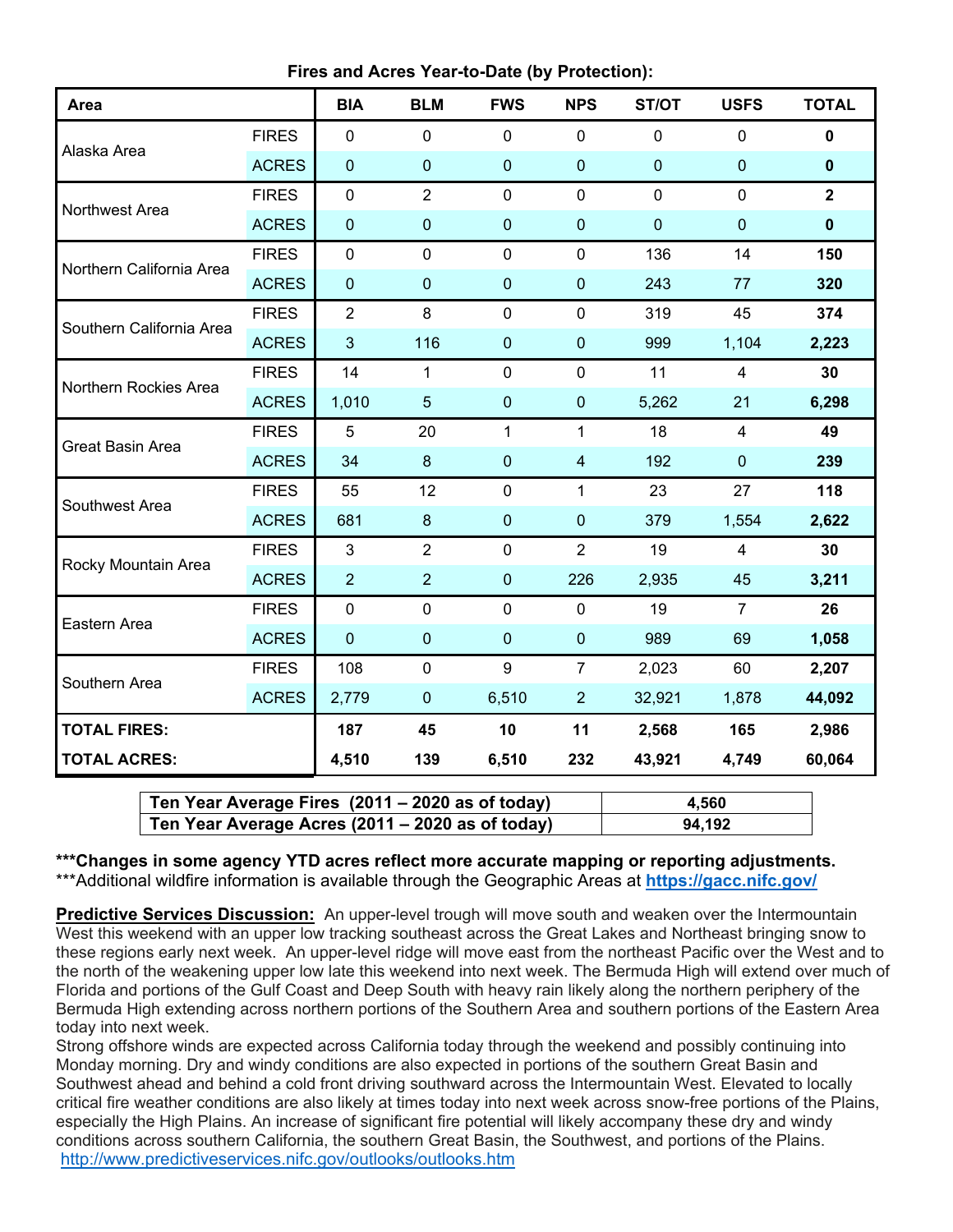**Fires and Acres Year-to-Date (by Protection):**

| Area | | BIA | BLM | FWS | NPS | ST/OT | USFS | TOTAL |
|---|---|---|---|---|---|---|---|---|
| Alaska Area | FIRES | 0 | 0 | 0 | 0 | 0 | 0 | **0** |
| | ACRES | 0 | 0 | 0 | 0 | 0 | 0 | **0** |
| Northwest Area | FIRES | 0 | 2 | 0 | 0 | 0 | 0 | **2** |
| | ACRES | 0 | 0 | 0 | 0 | 0 | 0 | **0** |
| Northern California Area | FIRES | 0 | 0 | 0 | 0 | 136 | 14 | **150** |
| | ACRES | 0 | 0 | 0 | 0 | 243 | 77 | **320** |
| Southern California Area | FIRES | 2 | 8 | 0 | 0 | 319 | 45 | **374** |
| | ACRES | 3 | 116 | 0 | 0 | 999 | 1,104 | **2,223** |
| Northern Rockies Area | FIRES | 14 | 1 | 0 | 0 | 11 | 4 | **30** |
| | ACRES | 1,010 | 5 | 0 | 0 | 5,262 | 21 | **6,298** |
| Great Basin Area | FIRES | 5 | 20 | 1 | 1 | 18 | 4 | **49** |
| | ACRES | 34 | 8 | 0 | 4 | 192 | 0 | **239** |
| Southwest Area | FIRES | 55 | 12 | 0 | 1 | 23 | 27 | **118** |
| | ACRES | 681 | 8 | 0 | 0 | 379 | 1,554 | **2,622** |
| Rocky Mountain Area | FIRES | 3 | 2 | 0 | 2 | 19 | 4 | **30** |
| | ACRES | 2 | 2 | 0 | 226 | 2,935 | 45 | **3,211** |
| Eastern Area | FIRES | 0 | 0 | 0 | 0 | 19 | 7 | **26** |
| | ACRES | 0 | 0 | 0 | 0 | 989 | 69 | **1,058** |
| Southern Area | FIRES | 108 | 0 | 9 | 7 | 2,023 | 60 | **2,207** |
| | ACRES | 2,779 | 0 | 6,510 | 2 | 32,921 | 1,878 | **44,092** |
| **TOTAL FIRES:** | | **187** | **45** | **10** | **11** | **2,568** | **165** | **2,986** |
| **TOTAL ACRES:** | | **4,510** | **139** | **6,510** | **232** | **43,921** | **4,749** | **60,064** |

| | |
|---|---|
| **Ten Year Average Fires (2011 – 2020 as of today)** | **4,560** |
| **Ten Year Average Acres (2011 – 2020 as of today)** | **94,192** |

**\*\*\*Changes in some agency YTD acres reflect more accurate mapping or reporting adjustments.**
\*\*\*Additional wildfire information is available through the Geographic Areas at **https://gacc.nifc.gov/**

**Predictive Services Discussion:** An upper-level trough will move south and weaken over the Intermountain West this weekend with an upper low tracking southeast across the Great Lakes and Northeast bringing snow to these regions early next week. An upper-level ridge will move east from the northeast Pacific over the West and to the north of the weakening upper low late this weekend into next week. The Bermuda High will extend over much of Florida and portions of the Gulf Coast and Deep South with heavy rain likely along the northern periphery of the Bermuda High extending across northern portions of the Southern Area and southern portions of the Eastern Area today into next week.
Strong offshore winds are expected across California today through the weekend and possibly continuing into Monday morning. Dry and windy conditions are also expected in portions of the southern Great Basin and Southwest ahead and behind a cold front driving southward across the Intermountain West. Elevated to locally critical fire weather conditions are also likely at times today into next week across snow-free portions of the Plains, especially the High Plains. An increase of significant fire potential will likely accompany these dry and windy conditions across southern California, the southern Great Basin, the Southwest, and portions of the Plains.
http://www.predictiveservices.nifc.gov/outlooks/outlooks.htm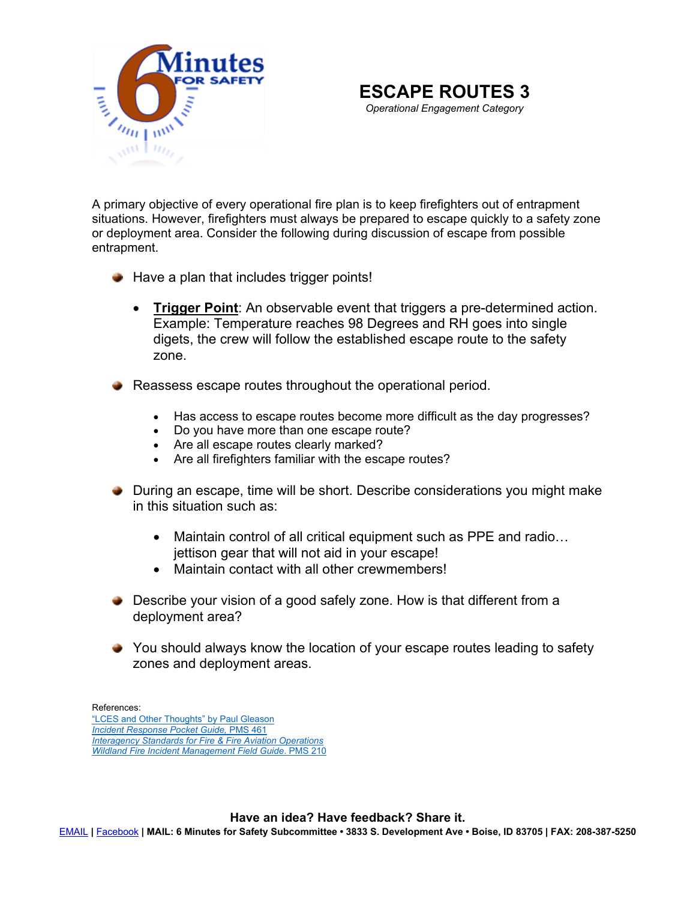# ESCAPE ROUTES 3

*Operational Engagement Category*

A primary objective of every operational fire plan is to keep firefighters out of entrapment situations. However, firefighters must always be prepared to escape quickly to a safety zone or deployment area. Consider the following during discussion of escape from possible entrapment.

- Have a plan that includes trigger points!
  - **Trigger Point**: An observable event that triggers a pre-determined action. Example: Temperature reaches 98 Degrees and RH goes into single digets, the crew will follow the established escape route to the safety zone.
- Reassess escape routes throughout the operational period.
  - Has access to escape routes become more difficult as the day progresses?
  - Do you have more than one escape route?
  - Are all escape routes clearly marked?
  - Are all firefighters familiar with the escape routes?
- During an escape, time will be short. Describe considerations you might make in this situation such as:
  - Maintain control of all critical equipment such as PPE and radio… jettison gear that will not aid in your escape!
  - Maintain contact with all other crewmembers!
- Describe your vision of a good safely zone. How is that different from a deployment area?
- You should always know the location of your escape routes leading to safety zones and deployment areas.

References:
"LCES and Other Thoughts" by Paul Gleason
*Incident Response Pocket Guide*, PMS 461
*Interagency Standards for Fire & Fire Aviation Operations*
*Wildland Fire Incident Management Field Guide*. PMS 210

**Have an idea? Have feedback? Share it.**

EMAIL | Facebook | **MAIL: 6 Minutes for Safety Subcommittee • 3833 S. Development Ave • Boise, ID 83705 | FAX: 208-387-5250**